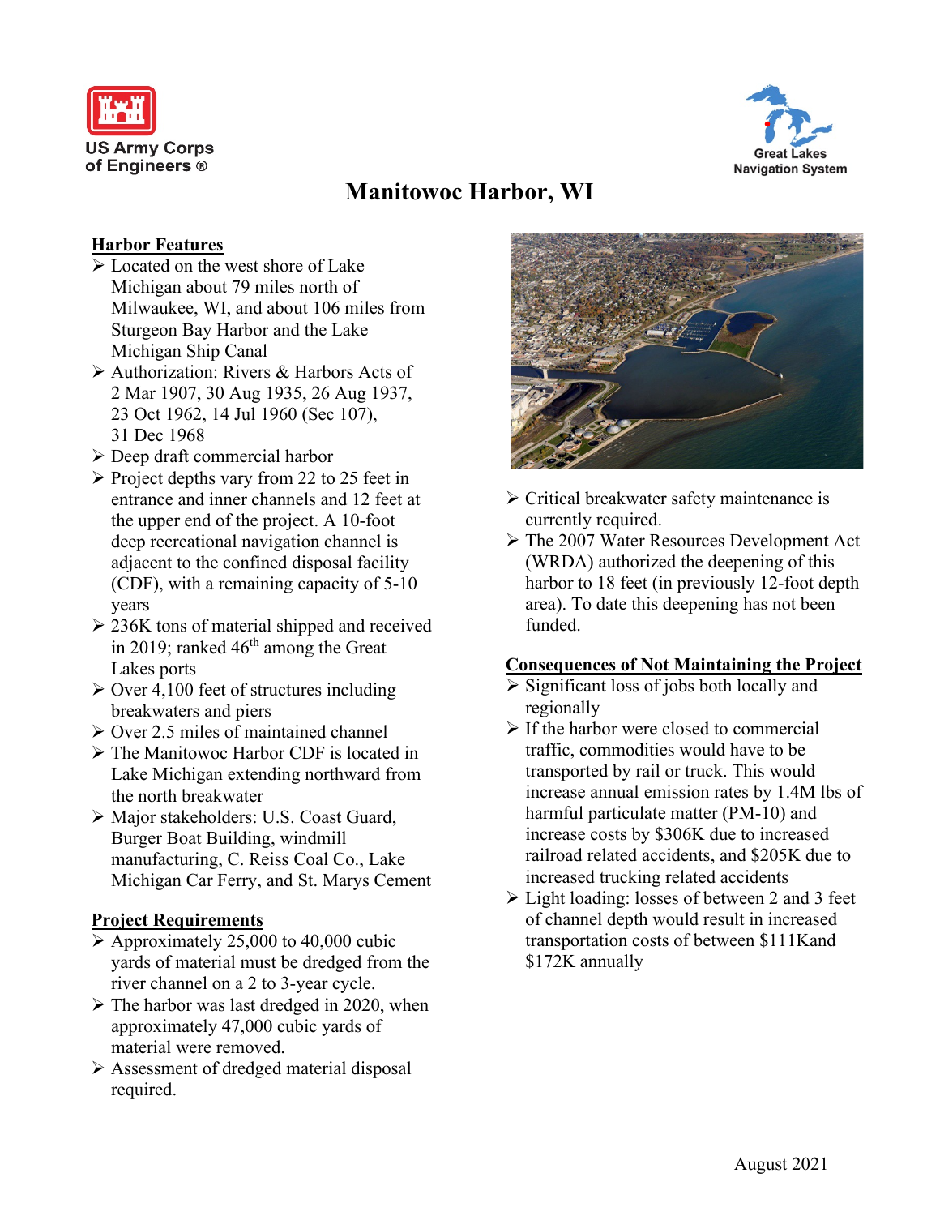US Army Corps of Engineers ®

Great Lakes Navigation System

# Manitowoc Harbor, WI

## Harbor Features

- Located on the west shore of Lake Michigan about 79 miles north of Milwaukee, WI, and about 106 miles from Sturgeon Bay Harbor and the Lake Michigan Ship Canal
- Authorization: Rivers & Harbors Acts of 2 Mar 1907, 30 Aug 1935, 26 Aug 1937, 23 Oct 1962, 14 Jul 1960 (Sec 107), 31 Dec 1968
- Deep draft commercial harbor
- Project depths vary from 22 to 25 feet in entrance and inner channels and 12 feet at the upper end of the project. A 10-foot deep recreational navigation channel is adjacent to the confined disposal facility (CDF), with a remaining capacity of 5-10 years
- 236K tons of material shipped and received in 2019; ranked 46th among the Great Lakes ports
- Over 4,100 feet of structures including breakwaters and piers
- Over 2.5 miles of maintained channel
- The Manitowoc Harbor CDF is located in Lake Michigan extending northward from the north breakwater
- Major stakeholders: U.S. Coast Guard, Burger Boat Building, windmill manufacturing, C. Reiss Coal Co., Lake Michigan Car Ferry, and St. Marys Cement

## Project Requirements

- Approximately 25,000 to 40,000 cubic yards of material must be dredged from the river channel on a 2 to 3-year cycle.
- The harbor was last dredged in 2020, when approximately 47,000 cubic yards of material were removed.
- Assessment of dredged material disposal required.
- Critical breakwater safety maintenance is currently required.
- The 2007 Water Resources Development Act (WRDA) authorized the deepening of this harbor to 18 feet (in previously 12-foot depth area). To date this deepening has not been funded.

## Consequences of Not Maintaining the Project

- Significant loss of jobs both locally and regionally
- If the harbor were closed to commercial traffic, commodities would have to be transported by rail or truck. This would increase annual emission rates by 1.4M lbs of harmful particulate matter (PM-10) and increase costs by $306K due to increased railroad related accidents, and $205K due to increased trucking related accidents
- Light loading: losses of between 2 and 3 feet of channel depth would result in increased transportation costs of between $111Kand $172K annually

August 2021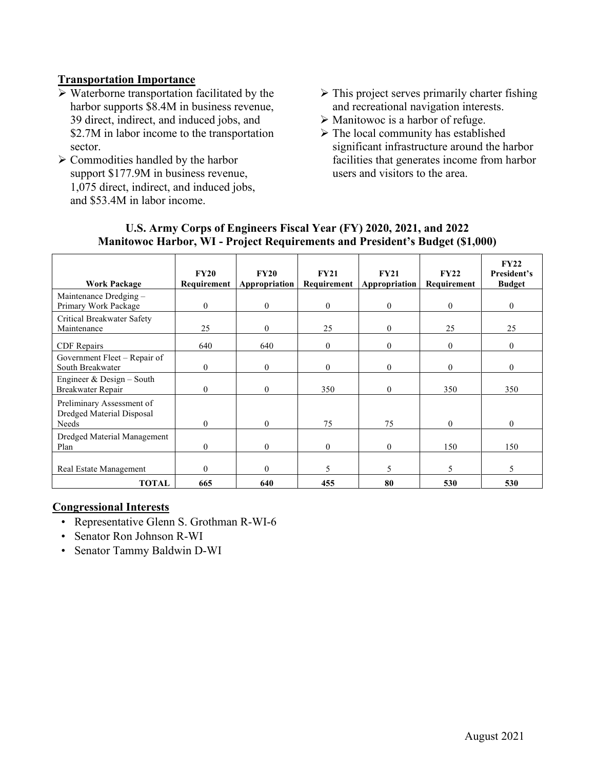## Transportation Importance

- Waterborne transportation facilitated by the harbor supports $8.4M in business revenue, 39 direct, indirect, and induced jobs, and $2.7M in labor income to the transportation sector.
- Commodities handled by the harbor support $177.9M in business revenue, 1,075 direct, indirect, and induced jobs, and $53.4M in labor income.
- This project serves primarily charter fishing and recreational navigation interests.
- Manitowoc is a harbor of refuge.
- The local community has established significant infrastructure around the harbor facilities that generates income from harbor users and visitors to the area.

**U.S. Army Corps of Engineers Fiscal Year (FY) 2020, 2021, and 2022**
**Manitowoc Harbor, WI - Project Requirements and President's Budget ($1,000)**

| Work Package | FY20 Requirement | FY20 Appropriation | FY21 Requirement | FY21 Appropriation | FY22 Requirement | FY22 President's Budget |
|---|---|---|---|---|---|---|
| Maintenance Dredging – Primary Work Package | 0 | 0 | 0 | 0 | 0 | 0 |
| Critical Breakwater Safety Maintenance | 25 | 0 | 25 | 0 | 25 | 25 |
| CDF Repairs | 640 | 640 | 0 | 0 | 0 | 0 |
| Government Fleet – Repair of South Breakwater | 0 | 0 | 0 | 0 | 0 | 0 |
| Engineer & Design – South Breakwater Repair | 0 | 0 | 350 | 0 | 350 | 350 |
| Preliminary Assessment of Dredged Material Disposal Needs | 0 | 0 | 75 | 75 | 0 | 0 |
| Dredged Material Management Plan | 0 | 0 | 0 | 0 | 150 | 150 |
| Real Estate Management | 0 | 0 | 5 | 5 | 5 | 5 |
| **TOTAL** | **665** | **640** | **455** | **80** | **530** | **530** |

## Congressional Interests

- Representative Glenn S. Grothman R-WI-6
- Senator Ron Johnson R-WI
- Senator Tammy Baldwin D-WI

August 2021